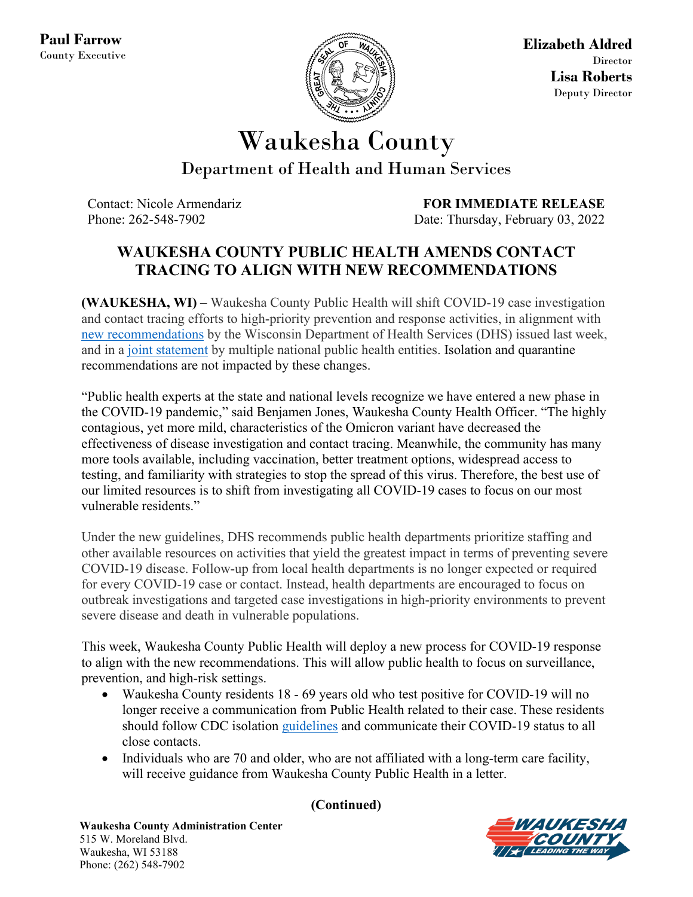**Paul Farrow**
County Executive

**Elizabeth Aldred**
Director
**Lisa Roberts**
Deputy Director

# Waukesha County

## Department of Health and Human Services

Contact: Nicole Armendariz
Phone: 262-548-7902

**FOR IMMEDIATE RELEASE**
Date: Thursday, February 03, 2022

## WAUKESHA COUNTY PUBLIC HEALTH AMENDS CONTACT TRACING TO ALIGN WITH NEW RECOMMENDATIONS

**(WAUKESHA, WI)** – Waukesha County Public Health will shift COVID-19 case investigation and contact tracing efforts to high-priority prevention and response activities, in alignment with [new recommendations] by the Wisconsin Department of Health Services (DHS) issued last week, and in a [joint statement] by multiple national public health entities. Isolation and quarantine recommendations are not impacted by these changes.

"Public health experts at the state and national levels recognize we have entered a new phase in the COVID-19 pandemic," said Benjamen Jones, Waukesha County Health Officer. "The highly contagious, yet more mild, characteristics of the Omicron variant have decreased the effectiveness of disease investigation and contact tracing. Meanwhile, the community has many more tools available, including vaccination, better treatment options, widespread access to testing, and familiarity with strategies to stop the spread of this virus. Therefore, the best use of our limited resources is to shift from investigating all COVID-19 cases to focus on our most vulnerable residents."

Under the new guidelines, DHS recommends public health departments prioritize staffing and other available resources on activities that yield the greatest impact in terms of preventing severe COVID-19 disease. Follow-up from local health departments is no longer expected or required for every COVID-19 case or contact. Instead, health departments are encouraged to focus on outbreak investigations and targeted case investigations in high-priority environments to prevent severe disease and death in vulnerable populations.

This week, Waukesha County Public Health will deploy a new process for COVID-19 response to align with the new recommendations. This will allow public health to focus on surveillance, prevention, and high-risk settings.

- Waukesha County residents 18 - 69 years old who test positive for COVID-19 will no longer receive a communication from Public Health related to their case. These residents should follow CDC isolation [guidelines] and communicate their COVID-19 status to all close contacts.
- Individuals who are 70 and older, who are not affiliated with a long-term care facility, will receive guidance from Waukesha County Public Health in a letter.

**(Continued)**

**Waukesha County Administration Center**
515 W. Moreland Blvd.
Waukesha, WI 53188
Phone: (262) 548-7902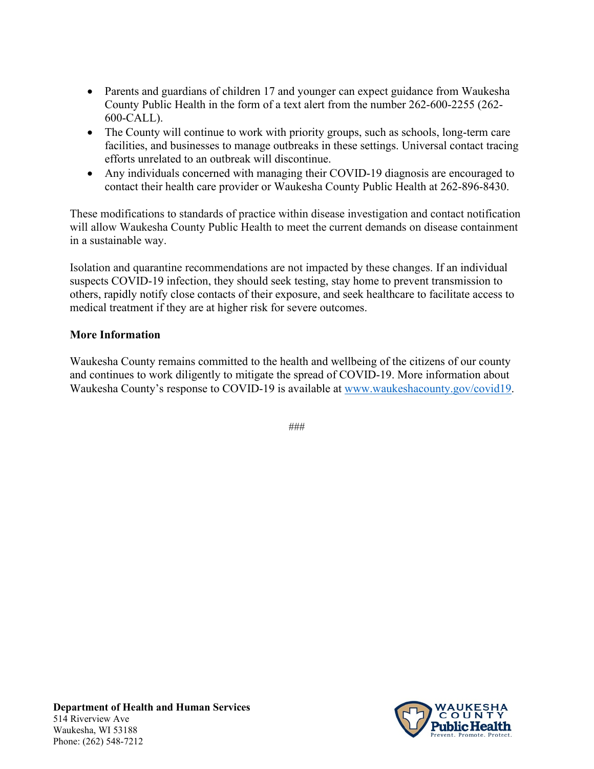- Parents and guardians of children 17 and younger can expect guidance from Waukesha County Public Health in the form of a text alert from the number 262-600-2255 (262-600-CALL).
- The County will continue to work with priority groups, such as schools, long-term care facilities, and businesses to manage outbreaks in these settings. Universal contact tracing efforts unrelated to an outbreak will discontinue.
- Any individuals concerned with managing their COVID-19 diagnosis are encouraged to contact their health care provider or Waukesha County Public Health at 262-896-8430.

These modifications to standards of practice within disease investigation and contact notification will allow Waukesha County Public Health to meet the current demands on disease containment in a sustainable way.

Isolation and quarantine recommendations are not impacted by these changes. If an individual suspects COVID-19 infection, they should seek testing, stay home to prevent transmission to others, rapidly notify close contacts of their exposure, and seek healthcare to facilitate access to medical treatment if they are at higher risk for severe outcomes.

**More Information**

Waukesha County remains committed to the health and wellbeing of the citizens of our county and continues to work diligently to mitigate the spread of COVID-19. More information about Waukesha County's response to COVID-19 is available at [www.waukeshacounty.gov/covid19](http://www.waukeshacounty.gov/covid19).

###

**Department of Health and Human Services**
514 Riverview Ave
Waukesha, WI 53188
Phone: (262) 548-7212

WAUKESHA COUNTY Public Health
Prevent. Promote. Protect.